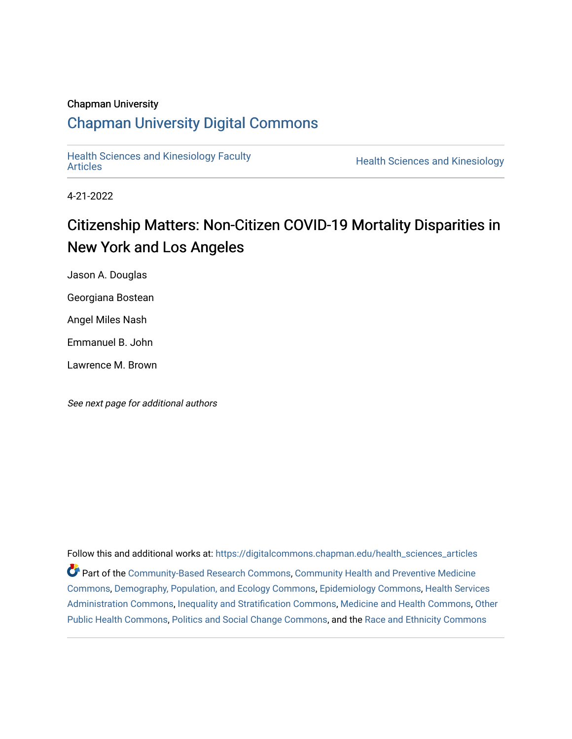Chapman University

# Chapman University Digital Commons

Health Sciences and Kinesiology Faculty Articles

Health Sciences and Kinesiology

4-21-2022

# Citizenship Matters: Non-Citizen COVID-19 Mortality Disparities in New York and Los Angeles

Jason A. Douglas

Georgiana Bostean

Angel Miles Nash

Emmanuel B. John

Lawrence M. Brown

*See next page for additional authors*

Follow this and additional works at: https://digitalcommons.chapman.edu/health_sciences_articles

Part of the Community-Based Research Commons, Community Health and Preventive Medicine Commons, Demography, Population, and Ecology Commons, Epidemiology Commons, Health Services Administration Commons, Inequality and Stratification Commons, Medicine and Health Commons, Other Public Health Commons, Politics and Social Change Commons, and the Race and Ethnicity Commons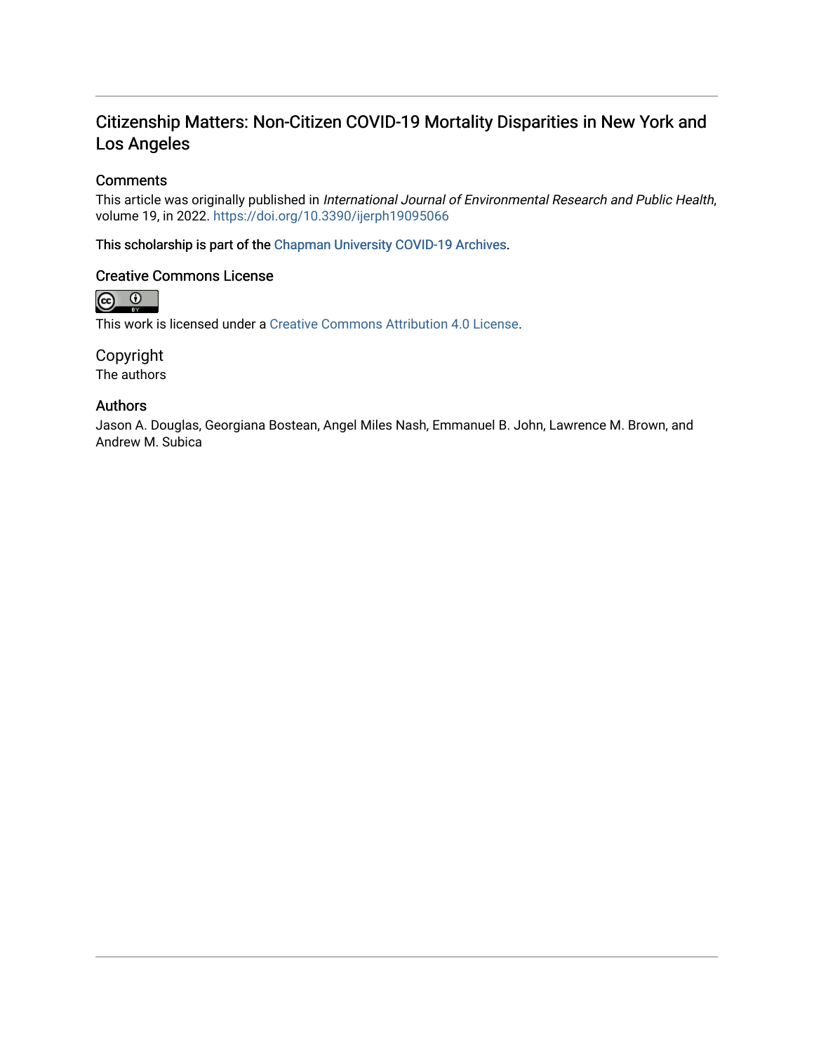# Citizenship Matters: Non-Citizen COVID-19 Mortality Disparities in New York and Los Angeles

## Comments

This article was originally published in *International Journal of Environmental Research and Public Health*, volume 19, in 2022. https://doi.org/10.3390/ijerph19095066

This scholarship is part of the Chapman University COVID-19 Archives.

## Creative Commons License

This work is licensed under a Creative Commons Attribution 4.0 License.

## Copyright

The authors

## Authors

Jason A. Douglas, Georgiana Bostean, Angel Miles Nash, Emmanuel B. John, Lawrence M. Brown, and Andrew M. Subica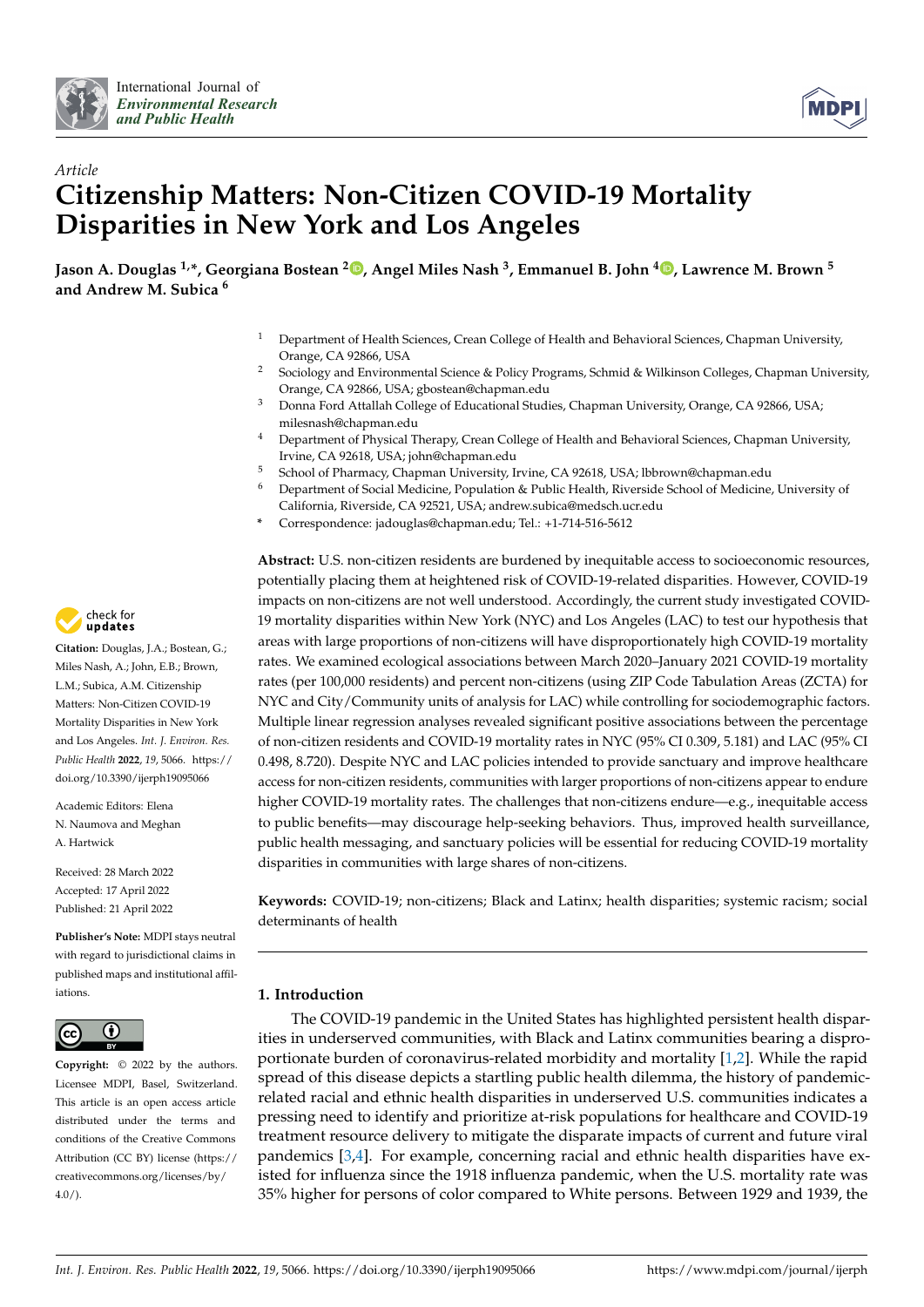# Citizenship Matters: Non-Citizen COVID-19 Mortality Disparities in New York and Los Angeles

**Jason A. Douglas [1,*], Georgiana Bostean [2], Angel Miles Nash [3], Emmanuel B. John [4], Lawrence M. Brown [5] and Andrew M. Subica [6]**

[1] Department of Health Sciences, Crean College of Health and Behavioral Sciences, Chapman University, Orange, CA 92866, USA

[2] Sociology and Environmental Science & Policy Programs, Schmid & Wilkinson Colleges, Chapman University, Orange, CA 92866, USA; gbostean@chapman.edu

[3] Donna Ford Attallah College of Educational Studies, Chapman University, Orange, CA 92866, USA; milesnash@chapman.edu

[4] Department of Physical Therapy, Crean College of Health and Behavioral Sciences, Chapman University, Irvine, CA 92618, USA; john@chapman.edu

[5] School of Pharmacy, Chapman University, Irvine, CA 92618, USA; lbbrown@chapman.edu

[6] Department of Social Medicine, Population & Public Health, Riverside School of Medicine, University of California, Riverside, CA 92521, USA; andrew.subica@medsch.ucr.edu

* Correspondence: jadouglas@chapman.edu; Tel.: +1-714-516-5612

**Citation:** Douglas, J.A.; Bostean, G.; Miles Nash, A.; John, E.B.; Brown, L.M.; Subica, A.M. Citizenship Matters: Non-Citizen COVID-19 Mortality Disparities in New York and Los Angeles. *Int. J. Environ. Res. Public Health* **2022**, *19*, 5066. https://doi.org/10.3390/ijerph19095066

Academic Editors: Elena N. Naumova and Meghan A. Hartwick

Received: 28 March 2022
Accepted: 17 April 2022
Published: 21 April 2022

**Publisher's Note:** MDPI stays neutral with regard to jurisdictional claims in published maps and institutional affiliations.

**Copyright:** © 2022 by the authors. Licensee MDPI, Basel, Switzerland. This article is an open access article distributed under the terms and conditions of the Creative Commons Attribution (CC BY) license (https://creativecommons.org/licenses/by/4.0/).

**Abstract:** U.S. non-citizen residents are burdened by inequitable access to socioeconomic resources, potentially placing them at heightened risk of COVID-19-related disparities. However, COVID-19 impacts on non-citizens are not well understood. Accordingly, the current study investigated COVID-19 mortality disparities within New York (NYC) and Los Angeles (LAC) to test our hypothesis that areas with large proportions of non-citizens will have disproportionately high COVID-19 mortality rates. We examined ecological associations between March 2020–January 2021 COVID-19 mortality rates (per 100,000 residents) and percent non-citizens (using ZIP Code Tabulation Areas (ZCTA) for NYC and City/Community units of analysis for LAC) while controlling for sociodemographic factors. Multiple linear regression analyses revealed significant positive associations between the percentage of non-citizen residents and COVID-19 mortality rates in NYC (95% CI 0.309, 5.181) and LAC (95% CI 0.498, 8.720). Despite NYC and LAC policies intended to provide sanctuary and improve healthcare access for non-citizen residents, communities with larger proportions of non-citizens appear to endure higher COVID-19 mortality rates. The challenges that non-citizens endure—e.g., inequitable access to public benefits—may discourage help-seeking behaviors. Thus, improved health surveillance, public health messaging, and sanctuary policies will be essential for reducing COVID-19 mortality disparities in communities with large shares of non-citizens.

**Keywords:** COVID-19; non-citizens; Black and Latinx; health disparities; systemic racism; social determinants of health

## 1. Introduction

The COVID-19 pandemic in the United States has highlighted persistent health disparities in underserved communities, with Black and Latinx communities bearing a disproportionate burden of coronavirus-related morbidity and mortality [1,2]. While the rapid spread of this disease depicts a startling public health dilemma, the history of pandemic-related racial and ethnic health disparities in underserved U.S. communities indicates a pressing need to identify and prioritize at-risk populations for healthcare and COVID-19 treatment resource delivery to mitigate the disparate impacts of current and future viral pandemics [3,4]. For example, concerning racial and ethnic health disparities have existed for influenza since the 1918 influenza pandemic, when the U.S. mortality rate was 35% higher for persons of color compared to White persons. Between 1929 and 1939, the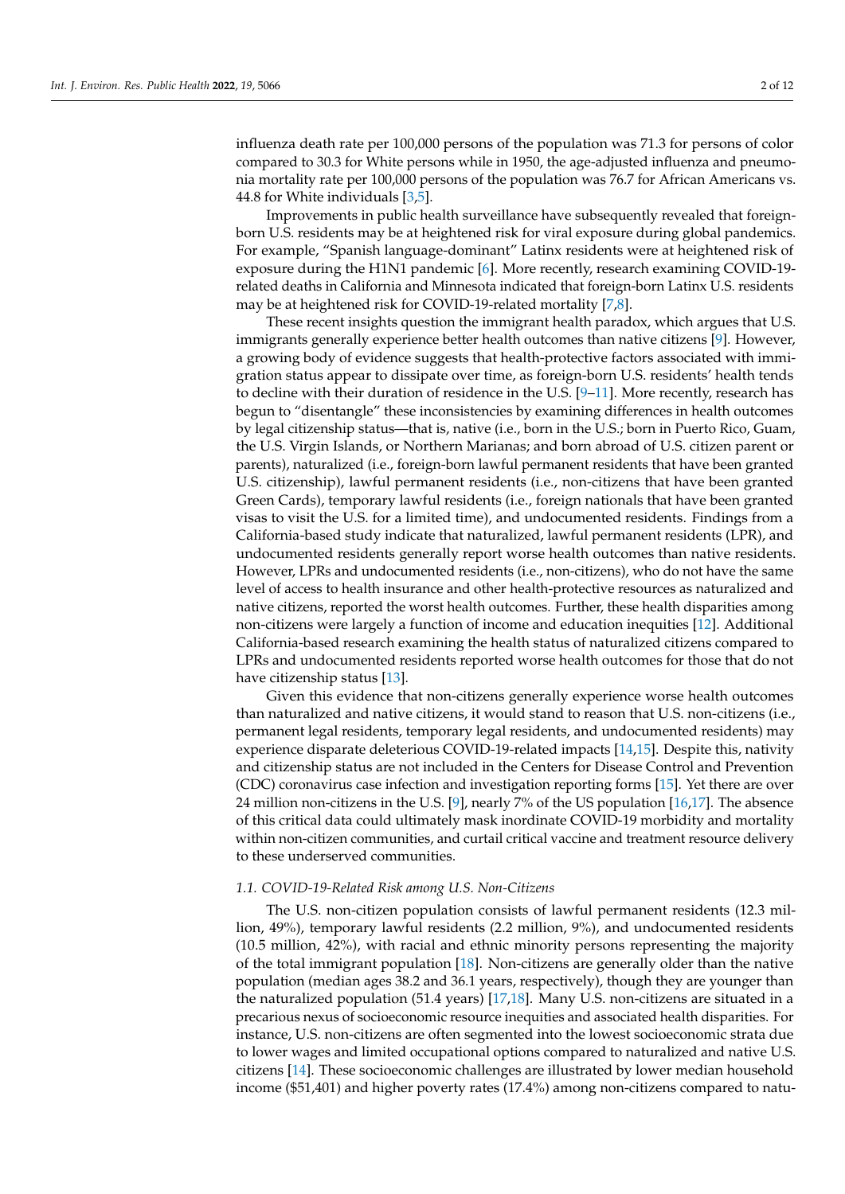influenza death rate per 100,000 persons of the population was 71.3 for persons of color compared to 30.3 for White persons while in 1950, the age-adjusted influenza and pneumonia mortality rate per 100,000 persons of the population was 76.7 for African Americans vs. 44.8 for White individuals [3,5].

Improvements in public health surveillance have subsequently revealed that foreign-born U.S. residents may be at heightened risk for viral exposure during global pandemics. For example, "Spanish language-dominant" Latinx residents were at heightened risk of exposure during the H1N1 pandemic [6]. More recently, research examining COVID-19-related deaths in California and Minnesota indicated that foreign-born Latinx U.S. residents may be at heightened risk for COVID-19-related mortality [7,8].

These recent insights question the immigrant health paradox, which argues that U.S. immigrants generally experience better health outcomes than native citizens [9]. However, a growing body of evidence suggests that health-protective factors associated with immigration status appear to dissipate over time, as foreign-born U.S. residents' health tends to decline with their duration of residence in the U.S. [9–11]. More recently, research has begun to "disentangle" these inconsistencies by examining differences in health outcomes by legal citizenship status—that is, native (i.e., born in the U.S.; born in Puerto Rico, Guam, the U.S. Virgin Islands, or Northern Marianas; and born abroad of U.S. citizen parent or parents), naturalized (i.e., foreign-born lawful permanent residents that have been granted U.S. citizenship), lawful permanent residents (i.e., non-citizens that have been granted Green Cards), temporary lawful residents (i.e., foreign nationals that have been granted visas to visit the U.S. for a limited time), and undocumented residents. Findings from a California-based study indicate that naturalized, lawful permanent residents (LPR), and undocumented residents generally report worse health outcomes than native residents. However, LPRs and undocumented residents (i.e., non-citizens), who do not have the same level of access to health insurance and other health-protective resources as naturalized and native citizens, reported the worst health outcomes. Further, these health disparities among non-citizens were largely a function of income and education inequities [12]. Additional California-based research examining the health status of naturalized citizens compared to LPRs and undocumented residents reported worse health outcomes for those that do not have citizenship status [13].

Given this evidence that non-citizens generally experience worse health outcomes than naturalized and native citizens, it would stand to reason that U.S. non-citizens (i.e., permanent legal residents, temporary legal residents, and undocumented residents) may experience disparate deleterious COVID-19-related impacts [14,15]. Despite this, nativity and citizenship status are not included in the Centers for Disease Control and Prevention (CDC) coronavirus case infection and investigation reporting forms [15]. Yet there are over 24 million non-citizens in the U.S. [9], nearly 7% of the US population [16,17]. The absence of this critical data could ultimately mask inordinate COVID-19 morbidity and mortality within non-citizen communities, and curtail critical vaccine and treatment resource delivery to these underserved communities.

### 1.1. COVID-19-Related Risk among U.S. Non-Citizens

The U.S. non-citizen population consists of lawful permanent residents (12.3 million, 49%), temporary lawful residents (2.2 million, 9%), and undocumented residents (10.5 million, 42%), with racial and ethnic minority persons representing the majority of the total immigrant population [18]. Non-citizens are generally older than the native population (median ages 38.2 and 36.1 years, respectively), though they are younger than the naturalized population (51.4 years) [17,18]. Many U.S. non-citizens are situated in a precarious nexus of socioeconomic resource inequities and associated health disparities. For instance, U.S. non-citizens are often segmented into the lowest socioeconomic strata due to lower wages and limited occupational options compared to naturalized and native U.S. citizens [14]. These socioeconomic challenges are illustrated by lower median household income ($51,401) and higher poverty rates (17.4%) among non-citizens compared to natu-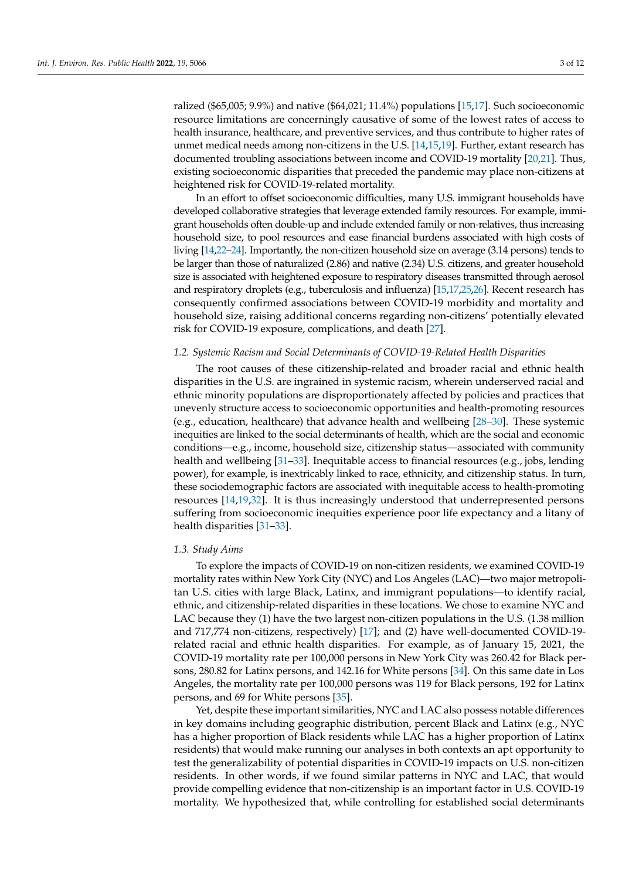ralized ($65,005; 9.9%) and native ($64,021; 11.4%) populations [15,17]. Such socioeconomic resource limitations are concerningly causative of some of the lowest rates of access to health insurance, healthcare, and preventive services, and thus contribute to higher rates of unmet medical needs among non-citizens in the U.S. [14,15,19]. Further, extant research has documented troubling associations between income and COVID-19 mortality [20,21]. Thus, existing socioeconomic disparities that preceded the pandemic may place non-citizens at heightened risk for COVID-19-related mortality.

In an effort to offset socioeconomic difficulties, many U.S. immigrant households have developed collaborative strategies that leverage extended family resources. For example, immigrant households often double-up and include extended family or non-relatives, thus increasing household size, to pool resources and ease financial burdens associated with high costs of living [14,22–24]. Importantly, the non-citizen household size on average (3.14 persons) tends to be larger than those of naturalized (2.86) and native (2.34) U.S. citizens, and greater household size is associated with heightened exposure to respiratory diseases transmitted through aerosol and respiratory droplets (e.g., tuberculosis and influenza) [15,17,25,26]. Recent research has consequently confirmed associations between COVID-19 morbidity and mortality and household size, raising additional concerns regarding non-citizens' potentially elevated risk for COVID-19 exposure, complications, and death [27].

### *1.2. Systemic Racism and Social Determinants of COVID-19-Related Health Disparities*

The root causes of these citizenship-related and broader racial and ethnic health disparities in the U.S. are ingrained in systemic racism, wherein underserved racial and ethnic minority populations are disproportionately affected by policies and practices that unevenly structure access to socioeconomic opportunities and health-promoting resources (e.g., education, healthcare) that advance health and wellbeing [28–30]. These systemic inequities are linked to the social determinants of health, which are the social and economic conditions—e.g., income, household size, citizenship status—associated with community health and wellbeing [31–33]. Inequitable access to financial resources (e.g., jobs, lending power), for example, is inextricably linked to race, ethnicity, and citizenship status. In turn, these sociodemographic factors are associated with inequitable access to health-promoting resources [14,19,32]. It is thus increasingly understood that underrepresented persons suffering from socioeconomic inequities experience poor life expectancy and a litany of health disparities [31–33].

### *1.3. Study Aims*

To explore the impacts of COVID-19 on non-citizen residents, we examined COVID-19 mortality rates within New York City (NYC) and Los Angeles (LAC)—two major metropolitan U.S. cities with large Black, Latinx, and immigrant populations—to identify racial, ethnic, and citizenship-related disparities in these locations. We chose to examine NYC and LAC because they (1) have the two largest non-citizen populations in the U.S. (1.38 million and 717,774 non-citizens, respectively) [17]; and (2) have well-documented COVID-19-related racial and ethnic health disparities. For example, as of January 15, 2021, the COVID-19 mortality rate per 100,000 persons in New York City was 260.42 for Black persons, 280.82 for Latinx persons, and 142.16 for White persons [34]. On this same date in Los Angeles, the mortality rate per 100,000 persons was 119 for Black persons, 192 for Latinx persons, and 69 for White persons [35].

Yet, despite these important similarities, NYC and LAC also possess notable differences in key domains including geographic distribution, percent Black and Latinx (e.g., NYC has a higher proportion of Black residents while LAC has a higher proportion of Latinx residents) that would make running our analyses in both contexts an apt opportunity to test the generalizability of potential disparities in COVID-19 impacts on U.S. non-citizen residents. In other words, if we found similar patterns in NYC and LAC, that would provide compelling evidence that non-citizenship is an important factor in U.S. COVID-19 mortality. We hypothesized that, while controlling for established social determinants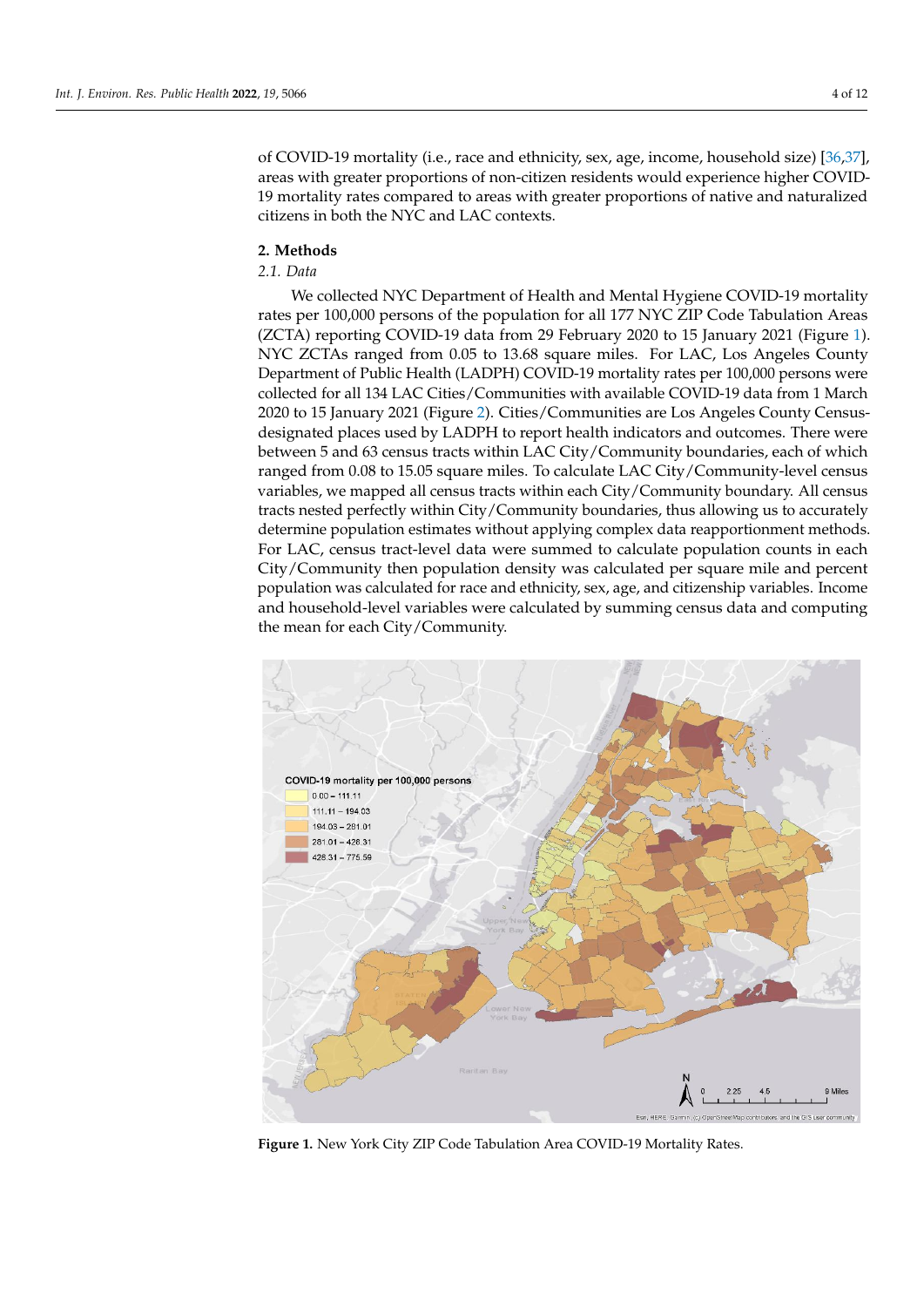of COVID-19 mortality (i.e., race and ethnicity, sex, age, income, household size) [36,37], areas with greater proportions of non-citizen residents would experience higher COVID-19 mortality rates compared to areas with greater proportions of native and naturalized citizens in both the NYC and LAC contexts.

## 2. Methods

### *2.1. Data*

We collected NYC Department of Health and Mental Hygiene COVID-19 mortality rates per 100,000 persons of the population for all 177 NYC ZIP Code Tabulation Areas (ZCTA) reporting COVID-19 data from 29 February 2020 to 15 January 2021 (Figure 1). NYC ZCTAs ranged from 0.05 to 13.68 square miles. For LAC, Los Angeles County Department of Public Health (LADPH) COVID-19 mortality rates per 100,000 persons were collected for all 134 LAC Cities/Communities with available COVID-19 data from 1 March 2020 to 15 January 2021 (Figure 2). Cities/Communities are Los Angeles County Census-designated places used by LADPH to report health indicators and outcomes. There were between 5 and 63 census tracts within LAC City/Community boundaries, each of which ranged from 0.08 to 15.05 square miles. To calculate LAC City/Community-level census variables, we mapped all census tracts within each City/Community boundary. All census tracts nested perfectly within City/Community boundaries, thus allowing us to accurately determine population estimates without applying complex data reapportionment methods. For LAC, census tract-level data were summed to calculate population counts in each City/Community then population density was calculated per square mile and percent population was calculated for race and ethnicity, sex, age, and citizenship variables. Income and household-level variables were calculated by summing census data and computing the mean for each City/Community.

**Figure 1.** New York City ZIP Code Tabulation Area COVID-19 Mortality Rates.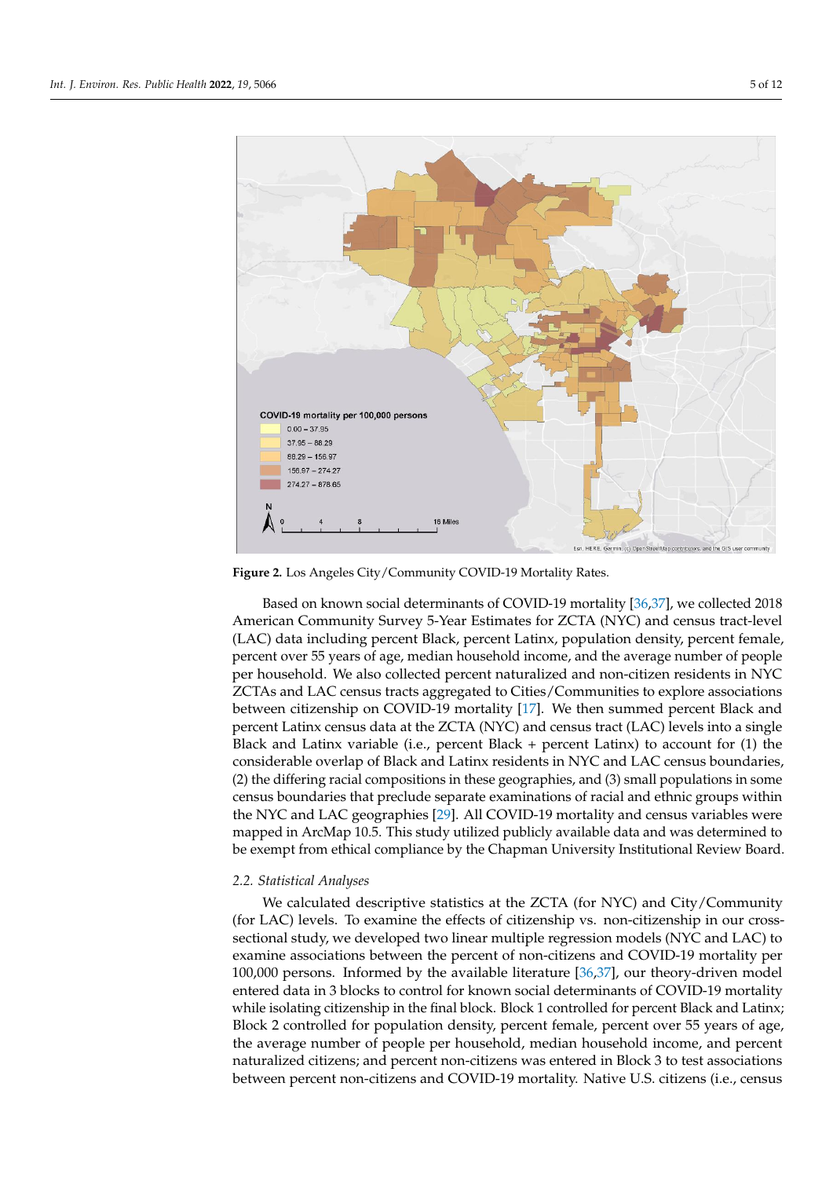**Figure 2.** Los Angeles City/Community COVID-19 Mortality Rates.

Based on known social determinants of COVID-19 mortality [36,37], we collected 2018 American Community Survey 5-Year Estimates for ZCTA (NYC) and census tract-level (LAC) data including percent Black, percent Latinx, population density, percent female, percent over 55 years of age, median household income, and the average number of people per household. We also collected percent naturalized and non-citizen residents in NYC ZCTAs and LAC census tracts aggregated to Cities/Communities to explore associations between citizenship on COVID-19 mortality [17]. We then summed percent Black and percent Latinx census data at the ZCTA (NYC) and census tract (LAC) levels into a single Black and Latinx variable (i.e., percent Black + percent Latinx) to account for (1) the considerable overlap of Black and Latinx residents in NYC and LAC census boundaries, (2) the differing racial compositions in these geographies, and (3) small populations in some census boundaries that preclude separate examinations of racial and ethnic groups within the NYC and LAC geographies [29]. All COVID-19 mortality and census variables were mapped in ArcMap 10.5. This study utilized publicly available data and was determined to be exempt from ethical compliance by the Chapman University Institutional Review Board.

### 2.2. Statistical Analyses

We calculated descriptive statistics at the ZCTA (for NYC) and City/Community (for LAC) levels. To examine the effects of citizenship vs. non-citizenship in our cross-sectional study, we developed two linear multiple regression models (NYC and LAC) to examine associations between the percent of non-citizens and COVID-19 mortality per 100,000 persons. Informed by the available literature [36,37], our theory-driven model entered data in 3 blocks to control for known social determinants of COVID-19 mortality while isolating citizenship in the final block. Block 1 controlled for percent Black and Latinx; Block 2 controlled for population density, percent female, percent over 55 years of age, the average number of people per household, median household income, and percent naturalized citizens; and percent non-citizens was entered in Block 3 to test associations between percent non-citizens and COVID-19 mortality. Native U.S. citizens (i.e., census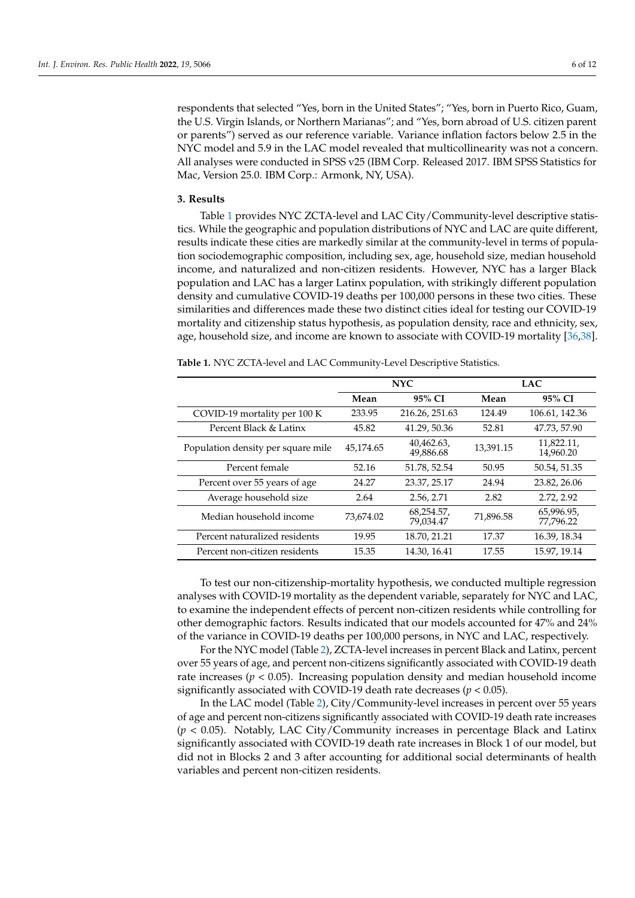respondents that selected "Yes, born in the United States"; "Yes, born in Puerto Rico, Guam, the U.S. Virgin Islands, or Northern Marianas"; and "Yes, born abroad of U.S. citizen parent or parents") served as our reference variable. Variance inflation factors below 2.5 in the NYC model and 5.9 in the LAC model revealed that multicollinearity was not a concern. All analyses were conducted in SPSS v25 (IBM Corp. Released 2017. IBM SPSS Statistics for Mac, Version 25.0. IBM Corp.: Armonk, NY, USA).

## 3. Results

Table 1 provides NYC ZCTA-level and LAC City/Community-level descriptive statistics. While the geographic and population distributions of NYC and LAC are quite different, results indicate these cities are markedly similar at the community-level in terms of population sociodemographic composition, including sex, age, household size, median household income, and naturalized and non-citizen residents. However, NYC has a larger Black population and LAC has a larger Latinx population, with strikingly different population density and cumulative COVID-19 deaths per 100,000 persons in these two cities. These similarities and differences made these two distinct cities ideal for testing our COVID-19 mortality and citizenship status hypothesis, as population density, race and ethnicity, sex, age, household size, and income are known to associate with COVID-19 mortality [36,38].

**Table 1.** NYC ZCTA-level and LAC Community-Level Descriptive Statistics.

| | NYC | | LAC | |
|---|---|---|---|---|
| | **Mean** | **95% CI** | **Mean** | **95% CI** |
| COVID-19 mortality per 100 K | 233.95 | 216.26, 251.63 | 124.49 | 106.61, 142.36 |
| Percent Black & Latinx | 45.82 | 41.29, 50.36 | 52.81 | 47.73, 57.90 |
| Population density per square mile | 45,174.65 | 40,462.63, 49,886.68 | 13,391.15 | 11,822.11, 14,960.20 |
| Percent female | 52.16 | 51.78, 52.54 | 50.95 | 50.54, 51.35 |
| Percent over 55 years of age | 24.27 | 23.37, 25.17 | 24.94 | 23.82, 26.06 |
| Average household size | 2.64 | 2.56, 2.71 | 2.82 | 2.72, 2.92 |
| Median household income | 73,674.02 | 68,254.57, 79,034.47 | 71,896.58 | 65,996.95, 77,796.22 |
| Percent naturalized residents | 19.95 | 18.70, 21.21 | 17.37 | 16.39, 18.34 |
| Percent non-citizen residents | 15.35 | 14.30, 16.41 | 17.55 | 15.97, 19.14 |

To test our non-citizenship-mortality hypothesis, we conducted multiple regression analyses with COVID-19 mortality as the dependent variable, separately for NYC and LAC, to examine the independent effects of percent non-citizen residents while controlling for other demographic factors. Results indicated that our models accounted for 47% and 24% of the variance in COVID-19 deaths per 100,000 persons, in NYC and LAC, respectively.

For the NYC model (Table 2), ZCTA-level increases in percent Black and Latinx, percent over 55 years of age, and percent non-citizens significantly associated with COVID-19 death rate increases ($p < 0.05$). Increasing population density and median household income significantly associated with COVID-19 death rate decreases ($p < 0.05$).

In the LAC model (Table 2), City/Community-level increases in percent over 55 years of age and percent non-citizens significantly associated with COVID-19 death rate increases ($p < 0.05$). Notably, LAC City/Community increases in percentage Black and Latinx significantly associated with COVID-19 death rate increases in Block 1 of our model, but did not in Blocks 2 and 3 after accounting for additional social determinants of health variables and percent non-citizen residents.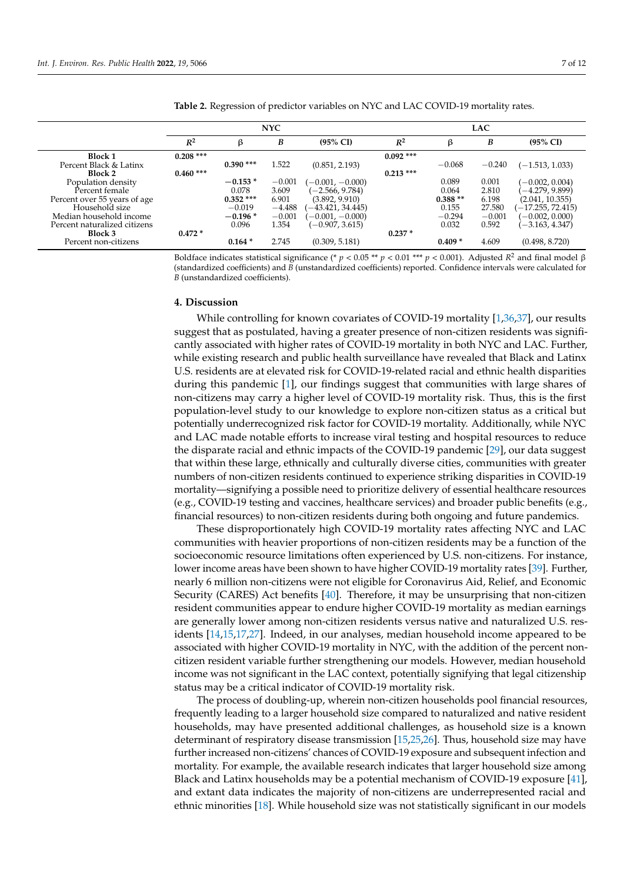**Table 2.** Regression of predictor variables on NYC and LAC COVID-19 mortality rates.

| | NYC | | | | LAC | | | |
|---|---|---|---|---|---|---|---|---|
| | $R^2$ | β | *B* | (95% CI) | $R^2$ | β | *B* | (95% CI) |
| **Block 1** | 0.208 *** | | | | 0.092 *** | | | |
| Percent Black & Latinx | | **0.390 \*\*\*** | 1.522 | (0.851, 2.193) | | −0.068 | −0.240 | (−1.513, 1.033) |
| **Block 2** | 0.460 *** | | | | 0.213 *** | | | |
| Population density | | **−0.153 \*** | −0.001 | (−0.001, −0.000) | | 0.089 | 0.001 | (−0.002, 0.004) |
| Percent female | | 0.078 | 3.609 | (−2.566, 9.784) | | 0.064 | 2.810 | (−4.279, 9.899) |
| Percent over 55 years of age | | **0.352 \*\*\*** | 6.901 | (3.892, 9.910) | | **0.388 \*\*** | 6.198 | (2.041, 10.355) |
| Household size | | −0.019 | −4.488 | (−43.421, 34.445) | | 0.155 | 27.580 | (−17.255, 72.415) |
| Median household income | | **−0.196 \*** | −0.001 | (−0.001, −0.000) | | −0.294 | −0.001 | (−0.002, 0.000) |
| Percent naturalized citizens | | 0.096 | 1.354 | (−0.907, 3.615) | | 0.032 | 0.592 | (−3.163, 4.347) |
| **Block 3** | 0.472 * | | | | 0.237 * | | | |
| Percent non-citizens | | **0.164 \*** | 2.745 | (0.309, 5.181) | | **0.409 \*** | 4.609 | (0.498, 8.720) |

Boldface indicates statistical significance (* $p < 0.05$ ** $p < 0.01$ *** $p < 0.001$). Adjusted $R^2$ and final model β (standardized coefficients) and *B* (unstandardized coefficients) reported. Confidence intervals were calculated for *B* (unstandardized coefficients).

## 4. Discussion

While controlling for known covariates of COVID-19 mortality [1,36,37], our results suggest that as postulated, having a greater presence of non-citizen residents was significantly associated with higher rates of COVID-19 mortality in both NYC and LAC. Further, while existing research and public health surveillance have revealed that Black and Latinx U.S. residents are at elevated risk for COVID-19-related racial and ethnic health disparities during this pandemic [1], our findings suggest that communities with large shares of non-citizens may carry a higher level of COVID-19 mortality risk. Thus, this is the first population-level study to our knowledge to explore non-citizen status as a critical but potentially underrecognized risk factor for COVID-19 mortality. Additionally, while NYC and LAC made notable efforts to increase viral testing and hospital resources to reduce the disparate racial and ethnic impacts of the COVID-19 pandemic [29], our data suggest that within these large, ethnically and culturally diverse cities, communities with greater numbers of non-citizen residents continued to experience striking disparities in COVID-19 mortality—signifying a possible need to prioritize delivery of essential healthcare resources (e.g., COVID-19 testing and vaccines, healthcare services) and broader public benefits (e.g., financial resources) to non-citizen residents during both ongoing and future pandemics.

These disproportionately high COVID-19 mortality rates affecting NYC and LAC communities with heavier proportions of non-citizen residents may be a function of the socioeconomic resource limitations often experienced by U.S. non-citizens. For instance, lower income areas have been shown to have higher COVID-19 mortality rates [39]. Further, nearly 6 million non-citizens were not eligible for Coronavirus Aid, Relief, and Economic Security (CARES) Act benefits [40]. Therefore, it may be unsurprising that non-citizen resident communities appear to endure higher COVID-19 mortality as median earnings are generally lower among non-citizen residents versus native and naturalized U.S. residents [14,15,17,27]. Indeed, in our analyses, median household income appeared to be associated with higher COVID-19 mortality in NYC, with the addition of the percent non-citizen resident variable further strengthening our models. However, median household income was not significant in the LAC context, potentially signifying that legal citizenship status may be a critical indicator of COVID-19 mortality risk.

The process of doubling-up, wherein non-citizen households pool financial resources, frequently leading to a larger household size compared to naturalized and native resident households, may have presented additional challenges, as household size is a known determinant of respiratory disease transmission [15,25,26]. Thus, household size may have further increased non-citizens' chances of COVID-19 exposure and subsequent infection and mortality. For example, the available research indicates that larger household size among Black and Latinx households may be a potential mechanism of COVID-19 exposure [41], and extant data indicates the majority of non-citizens are underrepresented racial and ethnic minorities [18]. While household size was not statistically significant in our models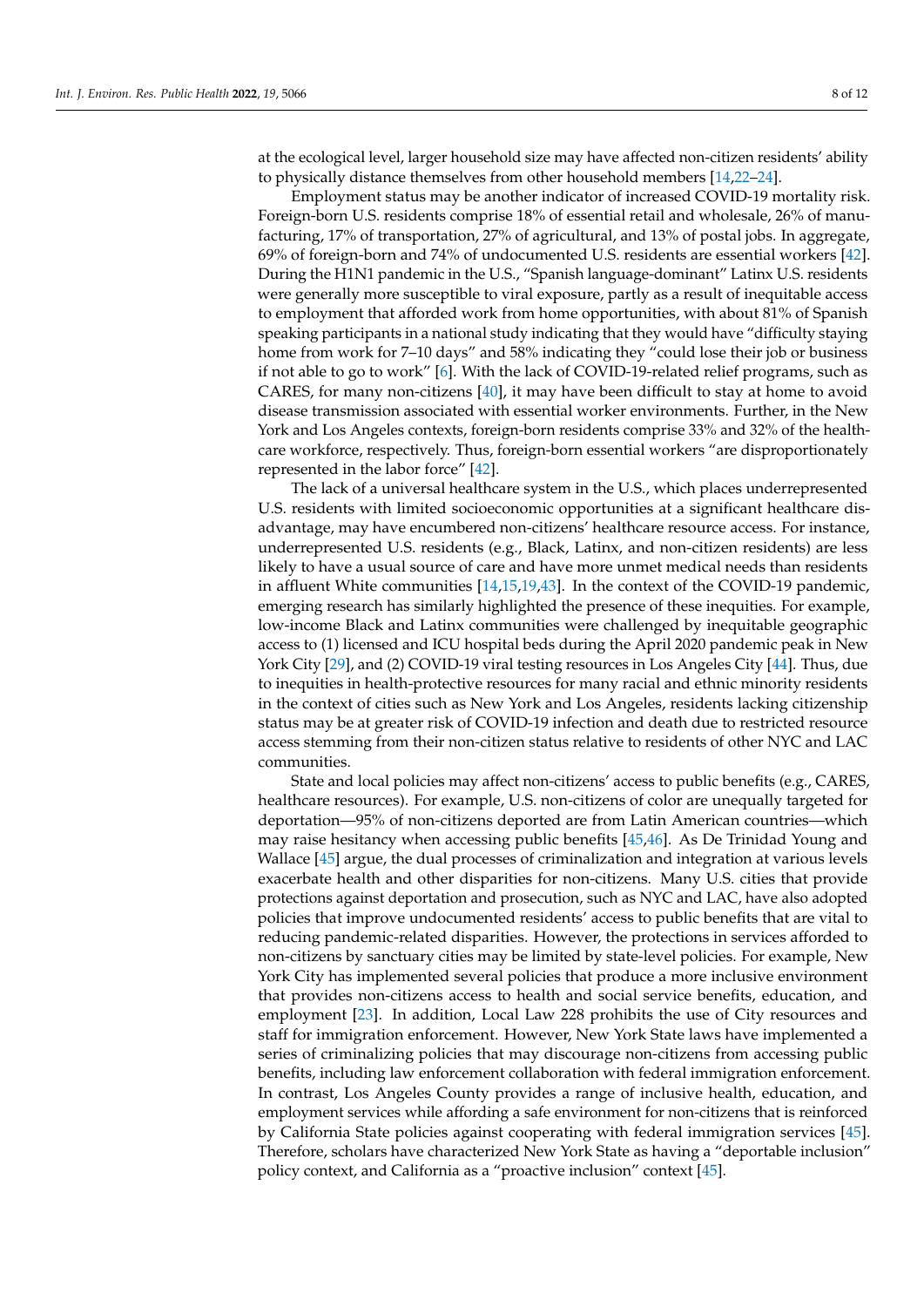at the ecological level, larger household size may have affected non-citizen residents' ability to physically distance themselves from other household members [14,22–24].

Employment status may be another indicator of increased COVID-19 mortality risk. Foreign-born U.S. residents comprise 18% of essential retail and wholesale, 26% of manufacturing, 17% of transportation, 27% of agricultural, and 13% of postal jobs. In aggregate, 69% of foreign-born and 74% of undocumented U.S. residents are essential workers [42]. During the H1N1 pandemic in the U.S., "Spanish language-dominant" Latinx U.S. residents were generally more susceptible to viral exposure, partly as a result of inequitable access to employment that afforded work from home opportunities, with about 81% of Spanish speaking participants in a national study indicating that they would have "difficulty staying home from work for 7–10 days" and 58% indicating they "could lose their job or business if not able to go to work" [6]. With the lack of COVID-19-related relief programs, such as CARES, for many non-citizens [40], it may have been difficult to stay at home to avoid disease transmission associated with essential worker environments. Further, in the New York and Los Angeles contexts, foreign-born residents comprise 33% and 32% of the healthcare workforce, respectively. Thus, foreign-born essential workers "are disproportionately represented in the labor force" [42].

The lack of a universal healthcare system in the U.S., which places underrepresented U.S. residents with limited socioeconomic opportunities at a significant healthcare disadvantage, may have encumbered non-citizens' healthcare resource access. For instance, underrepresented U.S. residents (e.g., Black, Latinx, and non-citizen residents) are less likely to have a usual source of care and have more unmet medical needs than residents in affluent White communities [14,15,19,43]. In the context of the COVID-19 pandemic, emerging research has similarly highlighted the presence of these inequities. For example, low-income Black and Latinx communities were challenged by inequitable geographic access to (1) licensed and ICU hospital beds during the April 2020 pandemic peak in New York City [29], and (2) COVID-19 viral testing resources in Los Angeles City [44]. Thus, due to inequities in health-protective resources for many racial and ethnic minority residents in the context of cities such as New York and Los Angeles, residents lacking citizenship status may be at greater risk of COVID-19 infection and death due to restricted resource access stemming from their non-citizen status relative to residents of other NYC and LAC communities.

State and local policies may affect non-citizens' access to public benefits (e.g., CARES, healthcare resources). For example, U.S. non-citizens of color are unequally targeted for deportation—95% of non-citizens deported are from Latin American countries—which may raise hesitancy when accessing public benefits [45,46]. As De Trinidad Young and Wallace [45] argue, the dual processes of criminalization and integration at various levels exacerbate health and other disparities for non-citizens. Many U.S. cities that provide protections against deportation and prosecution, such as NYC and LAC, have also adopted policies that improve undocumented residents' access to public benefits that are vital to reducing pandemic-related disparities. However, the protections in services afforded to non-citizens by sanctuary cities may be limited by state-level policies. For example, New York City has implemented several policies that produce a more inclusive environment that provides non-citizens access to health and social service benefits, education, and employment [23]. In addition, Local Law 228 prohibits the use of City resources and staff for immigration enforcement. However, New York State laws have implemented a series of criminalizing policies that may discourage non-citizens from accessing public benefits, including law enforcement collaboration with federal immigration enforcement. In contrast, Los Angeles County provides a range of inclusive health, education, and employment services while affording a safe environment for non-citizens that is reinforced by California State policies against cooperating with federal immigration services [45]. Therefore, scholars have characterized New York State as having a "deportable inclusion" policy context, and California as a "proactive inclusion" context [45].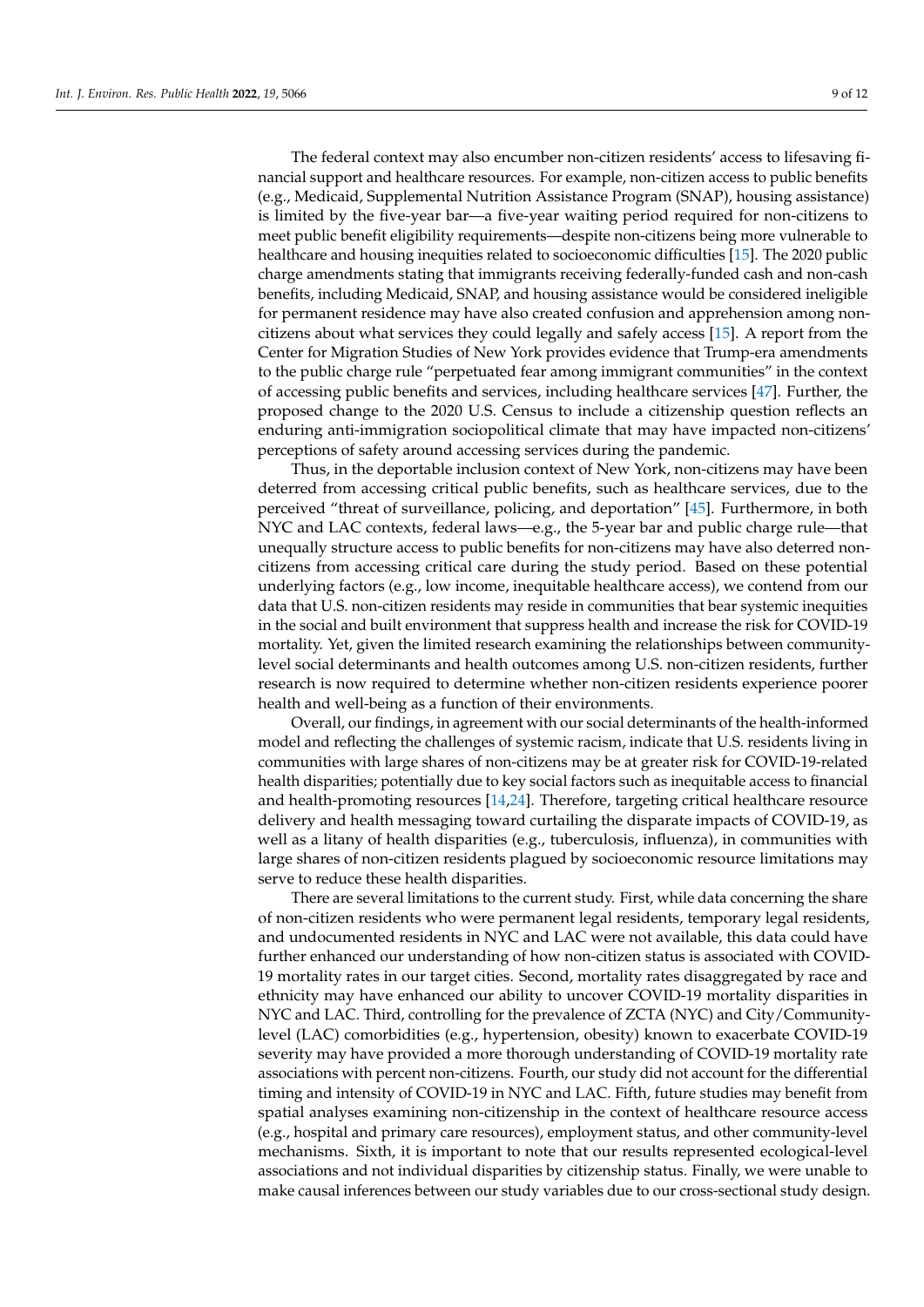The federal context may also encumber non-citizen residents' access to lifesaving financial support and healthcare resources. For example, non-citizen access to public benefits (e.g., Medicaid, Supplemental Nutrition Assistance Program (SNAP), housing assistance) is limited by the five-year bar—a five-year waiting period required for non-citizens to meet public benefit eligibility requirements—despite non-citizens being more vulnerable to healthcare and housing inequities related to socioeconomic difficulties [15]. The 2020 public charge amendments stating that immigrants receiving federally-funded cash and non-cash benefits, including Medicaid, SNAP, and housing assistance would be considered ineligible for permanent residence may have also created confusion and apprehension among non-citizens about what services they could legally and safely access [15]. A report from the Center for Migration Studies of New York provides evidence that Trump-era amendments to the public charge rule "perpetuated fear among immigrant communities" in the context of accessing public benefits and services, including healthcare services [47]. Further, the proposed change to the 2020 U.S. Census to include a citizenship question reflects an enduring anti-immigration sociopolitical climate that may have impacted non-citizens' perceptions of safety around accessing services during the pandemic.

Thus, in the deportable inclusion context of New York, non-citizens may have been deterred from accessing critical public benefits, such as healthcare services, due to the perceived "threat of surveillance, policing, and deportation" [45]. Furthermore, in both NYC and LAC contexts, federal laws—e.g., the 5-year bar and public charge rule—that unequally structure access to public benefits for non-citizens may have also deterred non-citizens from accessing critical care during the study period. Based on these potential underlying factors (e.g., low income, inequitable healthcare access), we contend from our data that U.S. non-citizen residents may reside in communities that bear systemic inequities in the social and built environment that suppress health and increase the risk for COVID-19 mortality. Yet, given the limited research examining the relationships between community-level social determinants and health outcomes among U.S. non-citizen residents, further research is now required to determine whether non-citizen residents experience poorer health and well-being as a function of their environments.

Overall, our findings, in agreement with our social determinants of the health-informed model and reflecting the challenges of systemic racism, indicate that U.S. residents living in communities with large shares of non-citizens may be at greater risk for COVID-19-related health disparities; potentially due to key social factors such as inequitable access to financial and health-promoting resources [14,24]. Therefore, targeting critical healthcare resource delivery and health messaging toward curtailing the disparate impacts of COVID-19, as well as a litany of health disparities (e.g., tuberculosis, influenza), in communities with large shares of non-citizen residents plagued by socioeconomic resource limitations may serve to reduce these health disparities.

There are several limitations to the current study. First, while data concerning the share of non-citizen residents who were permanent legal residents, temporary legal residents, and undocumented residents in NYC and LAC were not available, this data could have further enhanced our understanding of how non-citizen status is associated with COVID-19 mortality rates in our target cities. Second, mortality rates disaggregated by race and ethnicity may have enhanced our ability to uncover COVID-19 mortality disparities in NYC and LAC. Third, controlling for the prevalence of ZCTA (NYC) and City/Community-level (LAC) comorbidities (e.g., hypertension, obesity) known to exacerbate COVID-19 severity may have provided a more thorough understanding of COVID-19 mortality rate associations with percent non-citizens. Fourth, our study did not account for the differential timing and intensity of COVID-19 in NYC and LAC. Fifth, future studies may benefit from spatial analyses examining non-citizenship in the context of healthcare resource access (e.g., hospital and primary care resources), employment status, and other community-level mechanisms. Sixth, it is important to note that our results represented ecological-level associations and not individual disparities by citizenship status. Finally, we were unable to make causal inferences between our study variables due to our cross-sectional study design.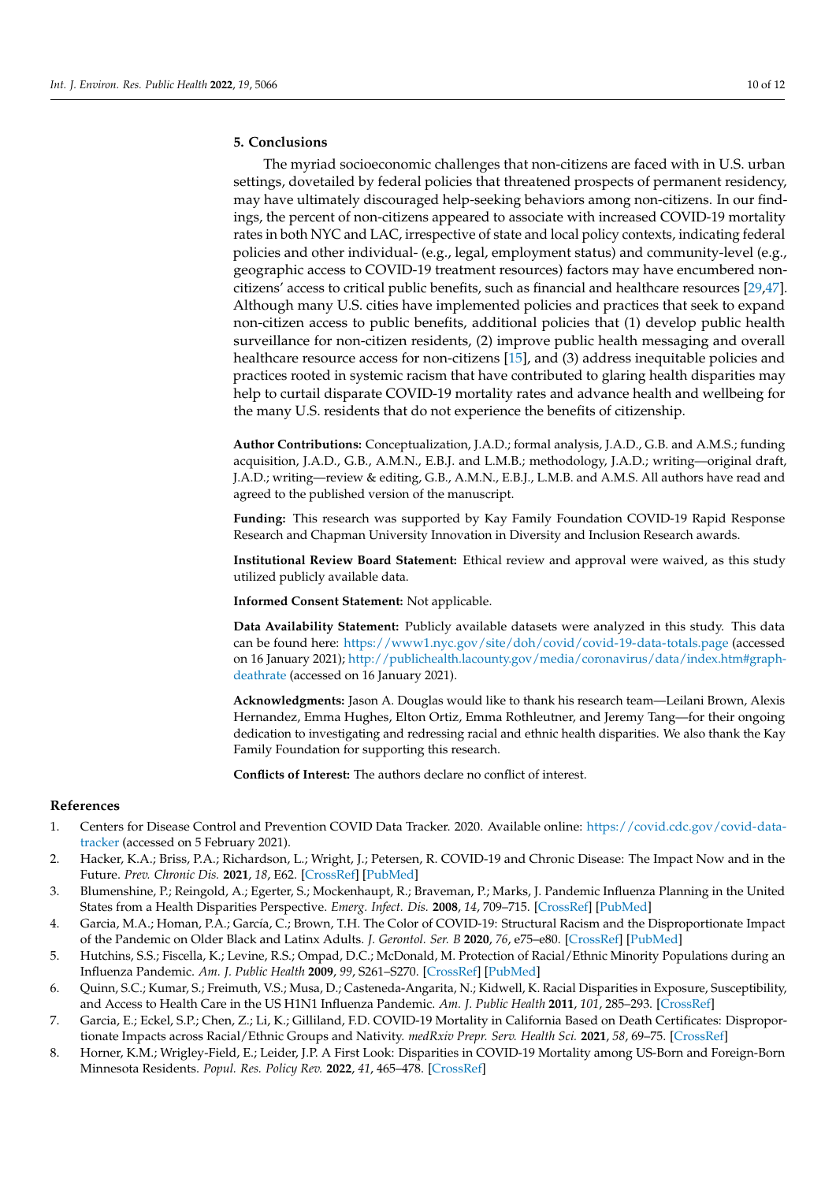## 5. Conclusions

The myriad socioeconomic challenges that non-citizens are faced with in U.S. urban settings, dovetailed by federal policies that threatened prospects of permanent residency, may have ultimately discouraged help-seeking behaviors among non-citizens. In our findings, the percent of non-citizens appeared to associate with increased COVID-19 mortality rates in both NYC and LAC, irrespective of state and local policy contexts, indicating federal policies and other individual- (e.g., legal, employment status) and community-level (e.g., geographic access to COVID-19 treatment resources) factors may have encumbered non-citizens' access to critical public benefits, such as financial and healthcare resources [29,47]. Although many U.S. cities have implemented policies and practices that seek to expand non-citizen access to public benefits, additional policies that (1) develop public health surveillance for non-citizen residents, (2) improve public health messaging and overall healthcare resource access for non-citizens [15], and (3) address inequitable policies and practices rooted in systemic racism that have contributed to glaring health disparities may help to curtail disparate COVID-19 mortality rates and advance health and wellbeing for the many U.S. residents that do not experience the benefits of citizenship.

**Author Contributions:** Conceptualization, J.A.D.; formal analysis, J.A.D., G.B. and A.M.S.; funding acquisition, J.A.D., G.B., A.M.N., E.B.J. and L.M.B.; methodology, J.A.D.; writing—original draft, J.A.D.; writing—review & editing, G.B., A.M.N., E.B.J., L.M.B. and A.M.S. All authors have read and agreed to the published version of the manuscript.

**Funding:** This research was supported by Kay Family Foundation COVID-19 Rapid Response Research and Chapman University Innovation in Diversity and Inclusion Research awards.

**Institutional Review Board Statement:** Ethical review and approval were waived, as this study utilized publicly available data.

**Informed Consent Statement:** Not applicable.

**Data Availability Statement:** Publicly available datasets were analyzed in this study. This data can be found here: https://www1.nyc.gov/site/doh/covid/covid-19-data-totals.page (accessed on 16 January 2021); http://publichealth.lacounty.gov/media/coronavirus/data/index.htm#graph-deathrate (accessed on 16 January 2021).

**Acknowledgments:** Jason A. Douglas would like to thank his research team—Leilani Brown, Alexis Hernandez, Emma Hughes, Elton Ortiz, Emma Rothleutner, and Jeremy Tang—for their ongoing dedication to investigating and redressing racial and ethnic health disparities. We also thank the Kay Family Foundation for supporting this research.

**Conflicts of Interest:** The authors declare no conflict of interest.

## References

1. Centers for Disease Control and Prevention COVID Data Tracker. 2020. Available online: https://covid.cdc.gov/covid-data-tracker (accessed on 5 February 2021).
2. Hacker, K.A.; Briss, P.A.; Richardson, L.; Wright, J.; Petersen, R. COVID-19 and Chronic Disease: The Impact Now and in the Future. *Prev. Chronic Dis.* **2021**, *18*, E62. [CrossRef] [PubMed]
3. Blumenshine, P.; Reingold, A.; Egerter, S.; Mockenhaupt, R.; Braveman, P.; Marks, J. Pandemic Influenza Planning in the United States from a Health Disparities Perspective. *Emerg. Infect. Dis.* **2008**, *14*, 709–715. [CrossRef] [PubMed]
4. Garcia, M.A.; Homan, P.A.; García, C.; Brown, T.H. The Color of COVID-19: Structural Racism and the Disproportionate Impact of the Pandemic on Older Black and Latinx Adults. *J. Gerontol. Ser. B* **2020**, *76*, e75–e80. [CrossRef] [PubMed]
5. Hutchins, S.S.; Fiscella, K.; Levine, R.S.; Ompad, D.C.; McDonald, M. Protection of Racial/Ethnic Minority Populations during an Influenza Pandemic. *Am. J. Public Health* **2009**, *99*, S261–S270. [CrossRef] [PubMed]
6. Quinn, S.C.; Kumar, S.; Freimuth, V.S.; Musa, D.; Casteneda-Angarita, N.; Kidwell, K. Racial Disparities in Exposure, Susceptibility, and Access to Health Care in the US H1N1 Influenza Pandemic. *Am. J. Public Health* **2011**, *101*, 285–293. [CrossRef]
7. Garcia, E.; Eckel, S.P.; Chen, Z.; Li, K.; Gilliland, F.D. COVID-19 Mortality in California Based on Death Certificates: Disproportionate Impacts across Racial/Ethnic Groups and Nativity. *medRxiv Prepr. Serv. Health Sci.* **2021**, *58*, 69–75. [CrossRef]
8. Horner, K.M.; Wrigley-Field, E.; Leider, J.P. A First Look: Disparities in COVID-19 Mortality among US-Born and Foreign-Born Minnesota Residents. *Popul. Res. Policy Rev.* **2022**, *41*, 465–478. [CrossRef]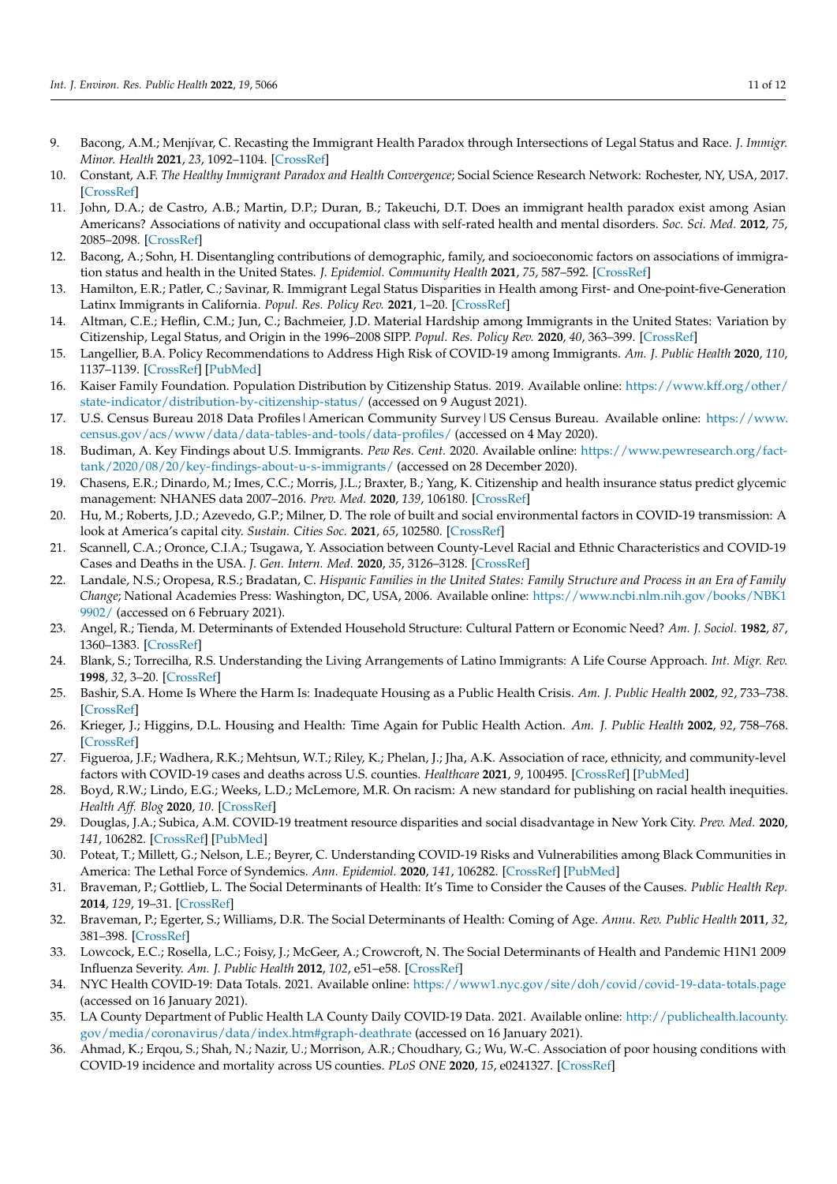9. Bacong, A.M.; Menjívar, C. Recasting the Immigrant Health Paradox through Intersections of Legal Status and Race. *J. Immigr. Minor. Health* **2021**, *23*, 1092–1104. [CrossRef]
10. Constant, A.F. *The Healthy Immigrant Paradox and Health Convergence*; Social Science Research Network: Rochester, NY, USA, 2017. [CrossRef]
11. John, D.A.; de Castro, A.B.; Martin, D.P.; Duran, B.; Takeuchi, D.T. Does an immigrant health paradox exist among Asian Americans? Associations of nativity and occupational class with self-rated health and mental disorders. *Soc. Sci. Med.* **2012**, *75*, 2085–2098. [CrossRef]
12. Bacong, A.; Sohn, H. Disentangling contributions of demographic, family, and socioeconomic factors on associations of immigration status and health in the United States. *J. Epidemiol. Community Health* **2021**, *75*, 587–592. [CrossRef]
13. Hamilton, E.R.; Patler, C.; Savinar, R. Immigrant Legal Status Disparities in Health among First- and One-point-five-Generation Latinx Immigrants in California. *Popul. Res. Policy Rev.* **2021**, 1–20. [CrossRef]
14. Altman, C.E.; Heflin, C.M.; Jun, C.; Bachmeier, J.D. Material Hardship among Immigrants in the United States: Variation by Citizenship, Legal Status, and Origin in the 1996–2008 SIPP. *Popul. Res. Policy Rev.* **2020**, *40*, 363–399. [CrossRef]
15. Langellier, B.A. Policy Recommendations to Address High Risk of COVID-19 among Immigrants. *Am. J. Public Health* **2020**, *110*, 1137–1139. [CrossRef] [PubMed]
16. Kaiser Family Foundation. Population Distribution by Citizenship Status. 2019. Available online: https://www.kff.org/other/state-indicator/distribution-by-citizenship-status/ (accessed on 9 August 2021).
17. U.S. Census Bureau 2018 Data Profiles | American Community Survey | US Census Bureau. Available online: https://www.census.gov/acs/www/data/data-tables-and-tools/data-profiles/ (accessed on 4 May 2020).
18. Budiman, A. Key Findings about U.S. Immigrants. *Pew Res. Cent.* 2020. Available online: https://www.pewresearch.org/fact-tank/2020/08/20/key-findings-about-u-s-immigrants/ (accessed on 28 December 2020).
19. Chasens, E.R.; Dinardo, M.; Imes, C.C.; Morris, J.L.; Braxter, B.; Yang, K. Citizenship and health insurance status predict glycemic management: NHANES data 2007–2016. *Prev. Med.* **2020**, *139*, 106180. [CrossRef]
20. Hu, M.; Roberts, J.D.; Azevedo, G.P.; Milner, D. The role of built and social environmental factors in COVID-19 transmission: A look at America's capital city. *Sustain. Cities Soc.* **2021**, *65*, 102580. [CrossRef]
21. Scannell, C.A.; Oronce, C.I.A.; Tsugawa, Y. Association between County-Level Racial and Ethnic Characteristics and COVID-19 Cases and Deaths in the USA. *J. Gen. Intern. Med.* **2020**, *35*, 3126–3128. [CrossRef]
22. Landale, N.S.; Oropesa, R.S.; Bradatan, C. *Hispanic Families in the United States: Family Structure and Process in an Era of Family Change*; National Academies Press: Washington, DC, USA, 2006. Available online: https://www.ncbi.nlm.nih.gov/books/NBK19902/ (accessed on 6 February 2021).
23. Angel, R.; Tienda, M. Determinants of Extended Household Structure: Cultural Pattern or Economic Need? *Am. J. Sociol.* **1982**, *87*, 1360–1383. [CrossRef]
24. Blank, S.; Torrecilha, R.S. Understanding the Living Arrangements of Latino Immigrants: A Life Course Approach. *Int. Migr. Rev.* **1998**, *32*, 3–20. [CrossRef]
25. Bashir, S.A. Home Is Where the Harm Is: Inadequate Housing as a Public Health Crisis. *Am. J. Public Health* **2002**, *92*, 733–738. [CrossRef]
26. Krieger, J.; Higgins, D.L. Housing and Health: Time Again for Public Health Action. *Am. J. Public Health* **2002**, *92*, 758–768. [CrossRef]
27. Figueroa, J.F.; Wadhera, R.K.; Mehtsun, W.T.; Riley, K.; Phelan, J.; Jha, A.K. Association of race, ethnicity, and community-level factors with COVID-19 cases and deaths across U.S. counties. *Healthcare* **2021**, *9*, 100495. [CrossRef] [PubMed]
28. Boyd, R.W.; Lindo, E.G.; Weeks, L.D.; McLemore, M.R. On racism: A new standard for publishing on racial health inequities. *Health Aff. Blog* **2020**, *10*. [CrossRef]
29. Douglas, J.A.; Subica, A.M. COVID-19 treatment resource disparities and social disadvantage in New York City. *Prev. Med.* **2020**, *141*, 106282. [CrossRef] [PubMed]
30. Poteat, T.; Millett, G.; Nelson, L.E.; Beyrer, C. Understanding COVID-19 Risks and Vulnerabilities among Black Communities in America: The Lethal Force of Syndemics. *Ann. Epidemiol.* **2020**, *141*, 106282. [CrossRef] [PubMed]
31. Braveman, P.; Gottlieb, L. The Social Determinants of Health: It's Time to Consider the Causes of the Causes. *Public Health Rep.* **2014**, *129*, 19–31. [CrossRef]
32. Braveman, P.; Egerter, S.; Williams, D.R. The Social Determinants of Health: Coming of Age. *Annu. Rev. Public Health* **2011**, *32*, 381–398. [CrossRef]
33. Lowcock, E.C.; Rosella, L.C.; Foisy, J.; McGeer, A.; Crowcroft, N. The Social Determinants of Health and Pandemic H1N1 2009 Influenza Severity. *Am. J. Public Health* **2012**, *102*, e51–e58. [CrossRef]
34. NYC Health COVID-19: Data Totals. 2021. Available online: https://www1.nyc.gov/site/doh/covid/covid-19-data-totals.page (accessed on 16 January 2021).
35. LA County Department of Public Health LA County Daily COVID-19 Data. 2021. Available online: http://publichealth.lacounty.gov/media/coronavirus/data/index.htm#graph-deathrate (accessed on 16 January 2021).
36. Ahmad, K.; Erqou, S.; Shah, N.; Nazir, U.; Morrison, A.R.; Choudhary, G.; Wu, W.-C. Association of poor housing conditions with COVID-19 incidence and mortality across US counties. *PLoS ONE* **2020**, *15*, e0241327. [CrossRef]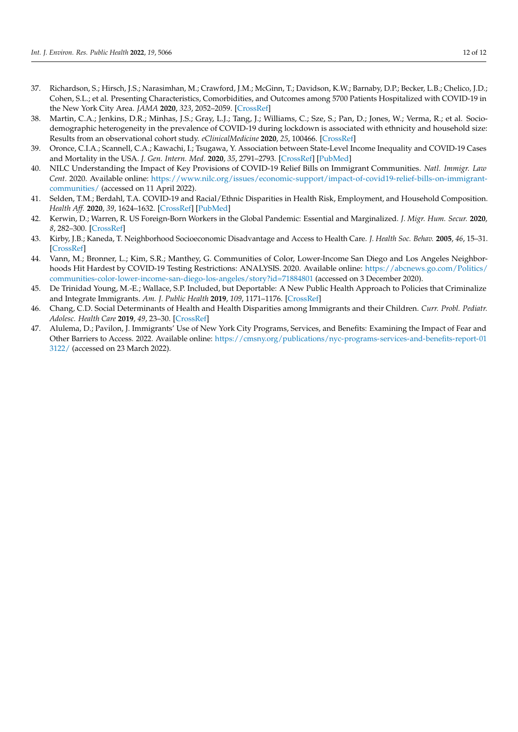37. Richardson, S.; Hirsch, J.S.; Narasimhan, M.; Crawford, J.M.; McGinn, T.; Davidson, K.W.; Barnaby, D.P.; Becker, L.B.; Chelico, J.D.; Cohen, S.L.; et al. Presenting Characteristics, Comorbidities, and Outcomes among 5700 Patients Hospitalized with COVID-19 in the New York City Area. *JAMA* **2020**, *323*, 2052–2059. [CrossRef]
38. Martin, C.A.; Jenkins, D.R.; Minhas, J.S.; Gray, L.J.; Tang, J.; Williams, C.; Sze, S.; Pan, D.; Jones, W.; Verma, R.; et al. Socio-demographic heterogeneity in the prevalence of COVID-19 during lockdown is associated with ethnicity and household size: Results from an observational cohort study. *eClinicalMedicine* **2020**, *25*, 100466. [CrossRef]
39. Oronce, C.I.A.; Scannell, C.A.; Kawachi, I.; Tsugawa, Y. Association between State-Level Income Inequality and COVID-19 Cases and Mortality in the USA. *J. Gen. Intern. Med.* **2020**, *35*, 2791–2793. [CrossRef] [PubMed]
40. NILC Understanding the Impact of Key Provisions of COVID-19 Relief Bills on Immigrant Communities. *Natl. Immigr. Law Cent.* 2020. Available online: https://www.nilc.org/issues/economic-support/impact-of-covid19-relief-bills-on-immigrant-communities/ (accessed on 11 April 2022).
41. Selden, T.M.; Berdahl, T.A. COVID-19 and Racial/Ethnic Disparities in Health Risk, Employment, and Household Composition. *Health Aff.* **2020**, *39*, 1624–1632. [CrossRef] [PubMed]
42. Kerwin, D.; Warren, R. US Foreign-Born Workers in the Global Pandemic: Essential and Marginalized. *J. Migr. Hum. Secur.* **2020**, *8*, 282–300. [CrossRef]
43. Kirby, J.B.; Kaneda, T. Neighborhood Socioeconomic Disadvantage and Access to Health Care. *J. Health Soc. Behav.* **2005**, *46*, 15–31. [CrossRef]
44. Vann, M.; Bronner, L.; Kim, S.R.; Manthey, G. Communities of Color, Lower-Income San Diego and Los Angeles Neighborhoods Hit Hardest by COVID-19 Testing Restrictions: ANALYSIS. 2020. Available online: https://abcnews.go.com/Politics/communities-color-lower-income-san-diego-los-angeles/story?id=71884801 (accessed on 3 December 2020).
45. De Trinidad Young, M.-E.; Wallace, S.P. Included, but Deportable: A New Public Health Approach to Policies that Criminalize and Integrate Immigrants. *Am. J. Public Health* **2019**, *109*, 1171–1176. [CrossRef]
46. Chang, C.D. Social Determinants of Health and Health Disparities among Immigrants and their Children. *Curr. Probl. Pediatr. Adolesc. Health Care* **2019**, *49*, 23–30. [CrossRef]
47. Alulema, D.; Pavilon, J. Immigrants' Use of New York City Programs, Services, and Benefits: Examining the Impact of Fear and Other Barriers to Access. 2022. Available online: https://cmsny.org/publications/nyc-programs-services-and-benefits-report-013122/ (accessed on 23 March 2022).